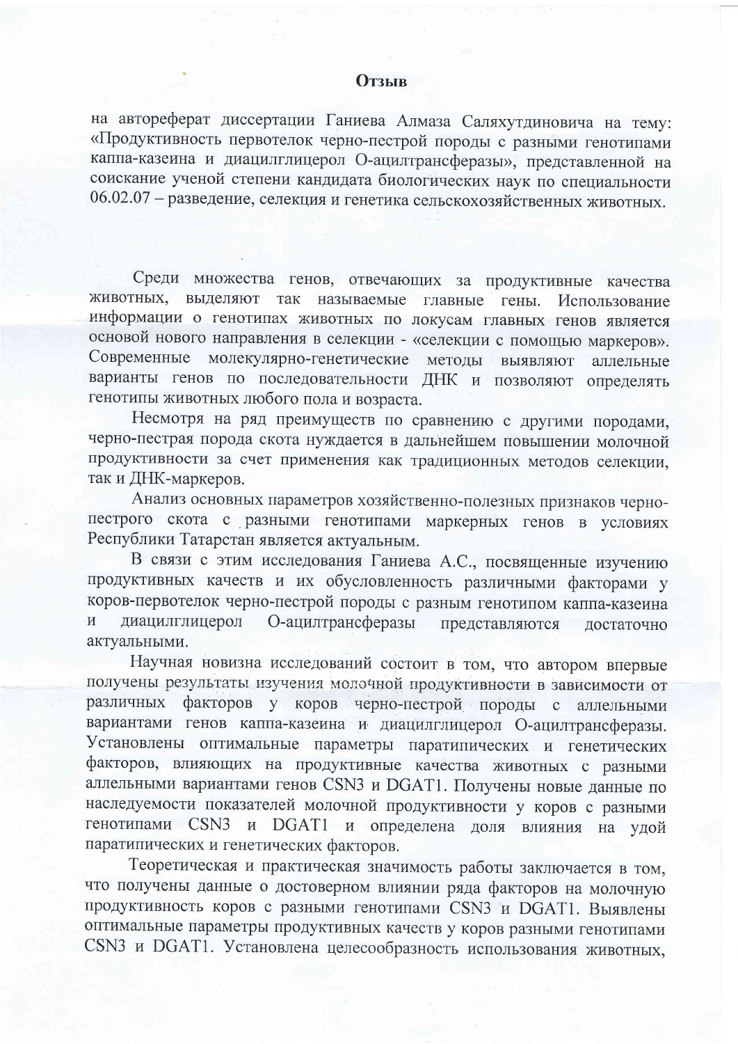# Отзыв

на автореферат диссертации Ганиева Алмаза Саляхутдиновича на тему: «Продуктивность первотелок черно-пестрой породы с разными генотипами каппа-казеина и диацилглицерол О-ацилтрансферазы», представленной на соискание ученой степени кандидата биологических наук по специальности 06.02.07 – разведение, селекция и генетика сельскохозяйственных животных.

Среди множества генов, отвечающих за продуктивные качества животных, выделяют так называемые главные гены. Использование информации о генотипах животных по локусам главных генов является основой нового направления в селекции - «селекции с помощью маркеров». Современные молекулярно-генетические методы выявляют аллельные варианты генов по последовательности ДНК и позволяют определять генотипы животных любого пола и возраста.

Несмотря на ряд преимуществ по сравнению с другими породами, черно-пестрая порода скота нуждается в дальнейшем повышении молочной продуктивности за счет применения как традиционных методов селекции, так и ДНК-маркеров.

Анализ основных параметров хозяйственно-полезных признаков черно-пестрого скота с разными генотипами маркерных генов в условиях Республики Татарстан является актуальным.

В связи с этим исследования Ганиева А.С., посвященные изучению продуктивных качеств и их обусловленность различными факторами у коров-первотелок черно-пестрой породы с разным генотипом каппа-казеина и диацилглицерол О-ацилтрансферазы представляются достаточно актуальными.

Научная новизна исследований состоит в том, что автором впервые получены результаты изучения молочной продуктивности в зависимости от различных факторов у коров черно-пестрой породы с аллельными вариантами генов каппа-казеина и диацилглицерол О-ацилтрансферазы. Установлены оптимальные параметры паратипических и генетических факторов, влияющих на продуктивные качества животных с разными аллельными вариантами генов CSN3 и DGAT1. Получены новые данные по наследуемости показателей молочной продуктивности у коров с разными генотипами CSN3 и DGAT1 и определена доля влияния на удой паратипических и генетических факторов.

Теоретическая и практическая значимость работы заключается в том, что получены данные о достоверном влиянии ряда факторов на молочную продуктивность коров с разными генотипами CSN3 и DGAT1. Выявлены оптимальные параметры продуктивных качеств у коров разными генотипами CSN3 и DGAT1. Установлена целесообразность использования животных,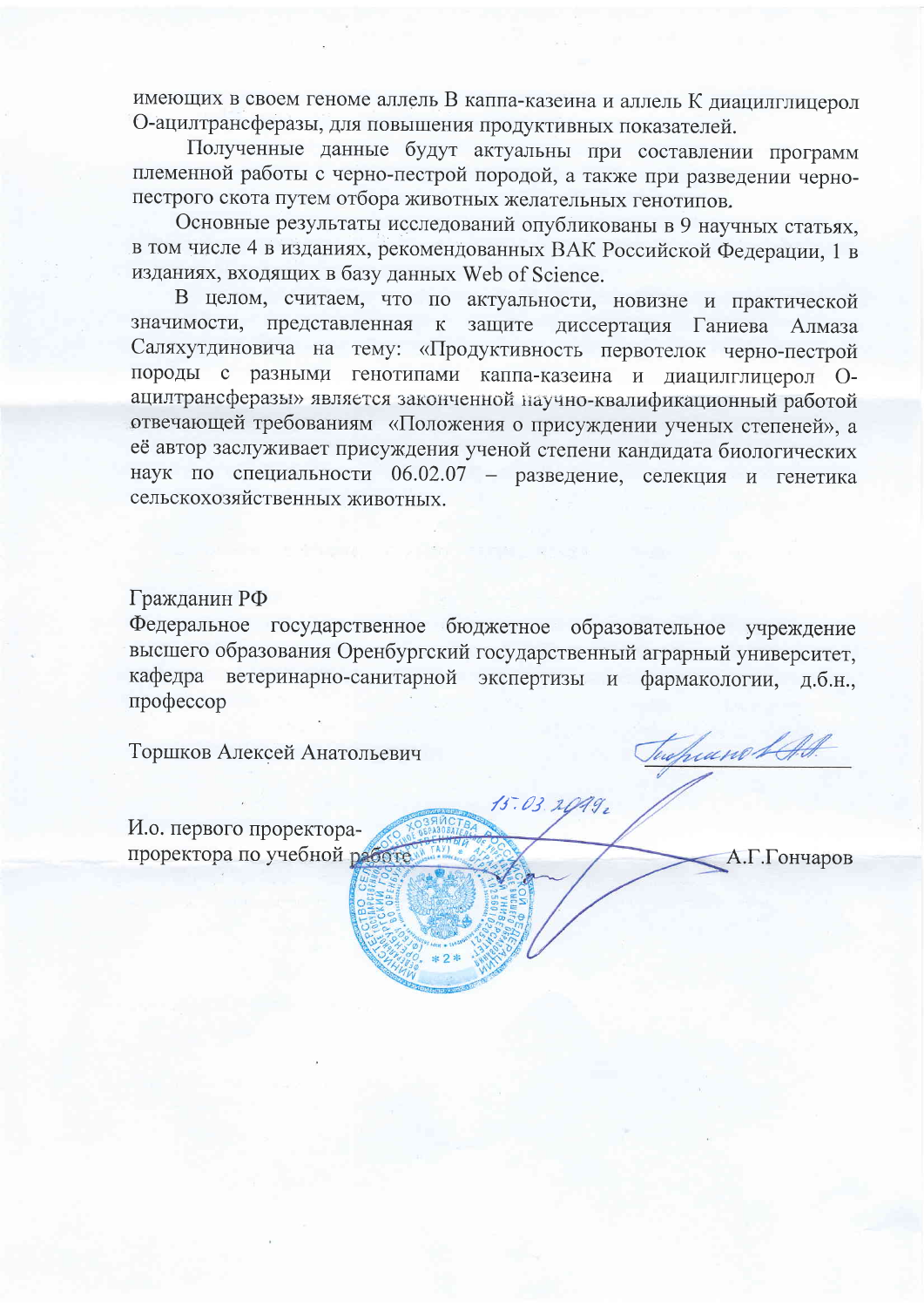имеющих в своем геноме аллель В каппа-казеина и аллель К диацилглицерол О-ацилтрансферазы, для повышения продуктивных показателей.

Полученные данные будут актуальны при составлении программ племенной работы с черно-пестрой породой, а также при разведении черно-пестрого скота путем отбора животных желательных генотипов.

Основные результаты исследований опубликованы в 9 научных статьях, в том числе 4 в изданиях, рекомендованных ВАК Российской Федерации, 1 в изданиях, входящих в базу данных Web of Science.

В целом, считаем, что по актуальности, новизне и практической значимости, представленная к защите диссертация Ганиева Алмаза Саляхутдиновича на тему: «Продуктивность первотелок черно-пестрой породы с разными генотипами каппа-казеина и диацилглицерол О-ацилтрансферазы» является законченной научно-квалификационный работой отвечающей требованиям «Положения о присуждении ученых степеней», а её автор заслуживает присуждения ученой степени кандидата биологических наук по специальности 06.02.07 – разведение, селекция и генетика сельскохозяйственных животных.

Гражданин РФ

Федеральное государственное бюджетное образовательное учреждение высшего образования Оренбургский государственный аграрный университет, кафедра ветеринарно-санитарной экспертизы и фармакологии, д.б.н., профессор

Торшков Алексей Анатольевич

15.03.2019г.

И.о. первого проректора-проректора по учебной работе А.Г.Гончаров